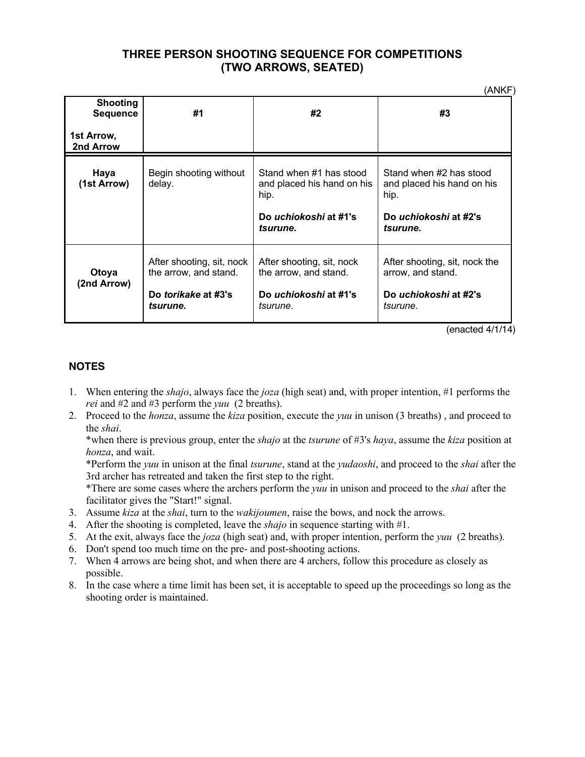# THREE PERSON SHOOTING SEQUENCE FOR COMPETITIONS (TWO ARROWS, SEATED)

(ANKF)

| Shooting Sequence<br><br>1st Arrow, 2nd Arrow | #1 | #2 | #3 |
|---|---|---|---|
| **Haya (1st Arrow)** | Begin shooting without delay. | Stand when #1 has stood and placed his hand on his hip.<br><br>**Do *uchiokoshi* at #1's *tsurune*.** | Stand when #2 has stood and placed his hand on his hip.<br><br>**Do *uchiokoshi* at #2's *tsurune*.** |
| **Otoya (2nd Arrow)** | After shooting, sit, nock the arrow, and stand.<br><br>**Do *torikake* at #3's *tsurune*.** | After shooting, sit, nock the arrow, and stand.<br><br>**Do *uchiokoshi* at #1's** *tsurune*. | After shooting, sit, nock the arrow, and stand.<br><br>**Do *uchiokoshi* at #2's** *tsurune*. |

(enacted 4/1/14)

## NOTES

1. When entering the *shajo*, always face the *joza* (high seat) and, with proper intention, #1 performs the *rei* and #2 and #3 perform the *yuu* (2 breaths).
2. Proceed to the *honza*, assume the *kiza* position, execute the *yuu* in unison (3 breaths) , and proceed to the *shai*.
   *when there is previous group, enter the *shajo* at the *tsurune* of #3's *haya*, assume the *kiza* position at *honza*, and wait.
   *Perform the *yuu* in unison at the final *tsurune*, stand at the *yudaoshi*, and proceed to the *shai* after the 3rd archer has retreated and taken the first step to the right.
   *There are some cases where the archers perform the *yuu* in unison and proceed to the *shai* after the facilitator gives the "Start!" signal.
3. Assume *kiza* at the *shai*, turn to the *wakijoumen*, raise the bows, and nock the arrows.
4. After the shooting is completed, leave the *shajo* in sequence starting with #1.
5. At the exit, always face the *joza* (high seat) and, with proper intention, perform the *yuu* (2 breaths).
6. Don't spend too much time on the pre- and post-shooting actions.
7. When 4 arrows are being shot, and when there are 4 archers, follow this procedure as closely as possible.
8. In the case where a time limit has been set, it is acceptable to speed up the proceedings so long as the shooting order is maintained.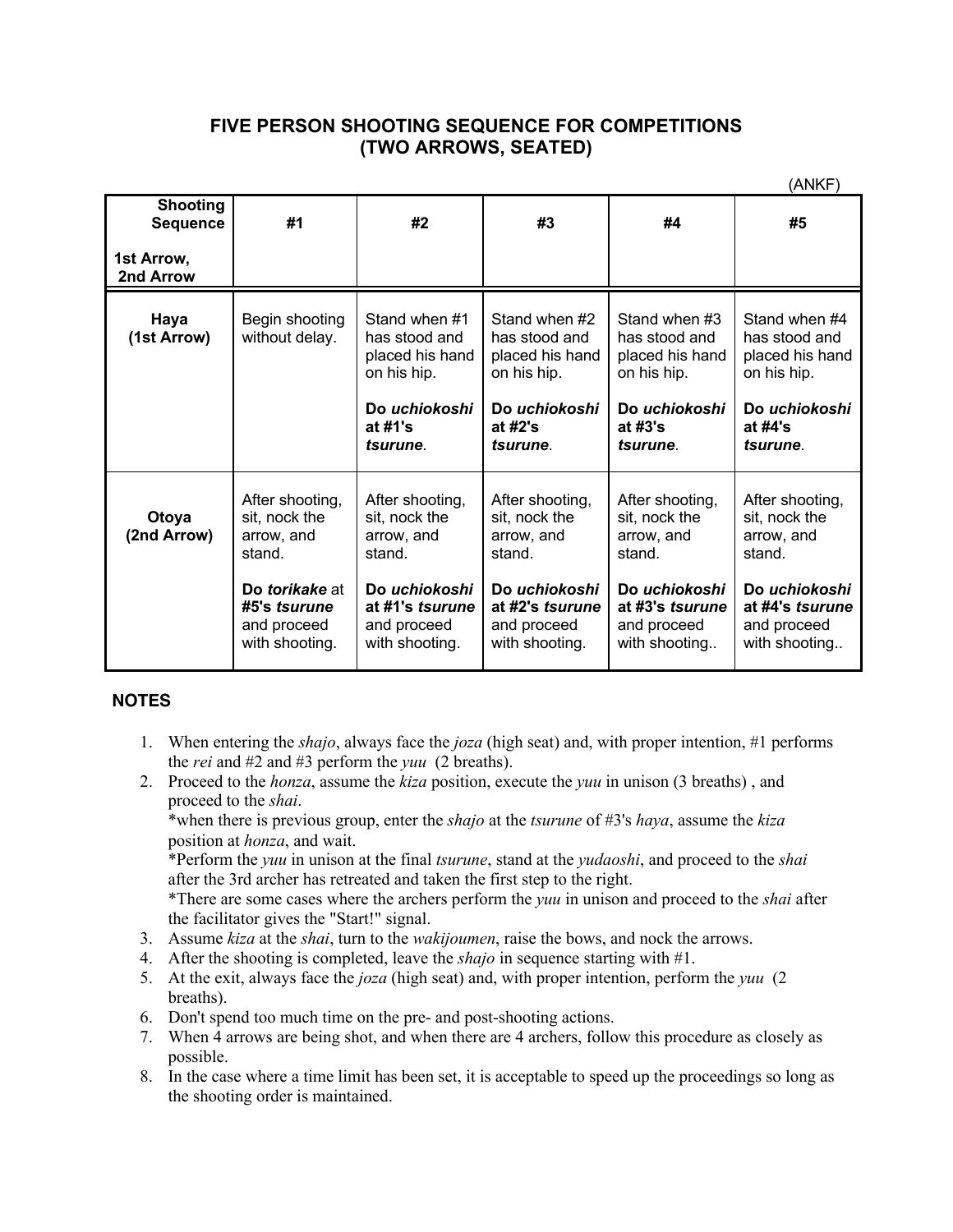# FIVE PERSON SHOOTING SEQUENCE FOR COMPETITIONS (TWO ARROWS, SEATED)

(ANKF)

| Shooting Sequence<br><br>1st Arrow, 2nd Arrow | #1 | #2 | #3 | #4 | #5 |
|---|---|---|---|---|---|
| **Haya (1st Arrow)** | Begin shooting without delay. | Stand when #1 has stood and placed his hand on his hip.<br><br>**Do *uchiokoshi* at #1's *tsurune*.** | Stand when #2 has stood and placed his hand on his hip.<br><br>**Do *uchiokoshi* at #2's *tsurune*.** | Stand when #3 has stood and placed his hand on his hip.<br><br>**Do *uchiokoshi* at #3's *tsurune*.** | Stand when #4 has stood and placed his hand on his hip.<br><br>**Do *uchiokoshi* at #4's *tsurune*.** |
| **Otoya (2nd Arrow)** | After shooting, sit, nock the arrow, and stand.<br><br>**Do *torikake*** at **#5's *tsurune*** and proceed with shooting. | After shooting, sit, nock the arrow, and stand.<br><br>**Do *uchiokoshi* at #1's *tsurune*** and proceed with shooting. | After shooting, sit, nock the arrow, and stand.<br><br>**Do *uchiokoshi* at #2's *tsurune*** and proceed with shooting. | After shooting, sit, nock the arrow, and stand.<br><br>**Do *uchiokoshi* at #3's *tsurune*** and proceed with shooting.. | After shooting, sit, nock the arrow, and stand.<br><br>**Do *uchiokoshi* at #4's *tsurune*** and proceed with shooting.. |

## NOTES

1. When entering the *shajo*, always face the *joza* (high seat) and, with proper intention, #1 performs the *rei* and #2 and #3 perform the *yuu* (2 breaths).
2. Proceed to the *honza*, assume the *kiza* position, execute the *yuu* in unison (3 breaths) , and proceed to the *shai*.
   *when there is previous group, enter the *shajo* at the *tsurune* of #3's *haya*, assume the *kiza* position at *honza*, and wait.
   *Perform the *yuu* in unison at the final *tsurune*, stand at the *yudaoshi*, and proceed to the *shai* after the 3rd archer has retreated and taken the first step to the right.
   *There are some cases where the archers perform the *yuu* in unison and proceed to the *shai* after the facilitator gives the "Start!" signal.
3. Assume *kiza* at the *shai*, turn to the *wakijoumen*, raise the bows, and nock the arrows.
4. After the shooting is completed, leave the *shajo* in sequence starting with #1.
5. At the exit, always face the *joza* (high seat) and, with proper intention, perform the *yuu* (2 breaths).
6. Don't spend too much time on the pre- and post-shooting actions.
7. When 4 arrows are being shot, and when there are 4 archers, follow this procedure as closely as possible.
8. In the case where a time limit has been set, it is acceptable to speed up the proceedings so long as the shooting order is maintained.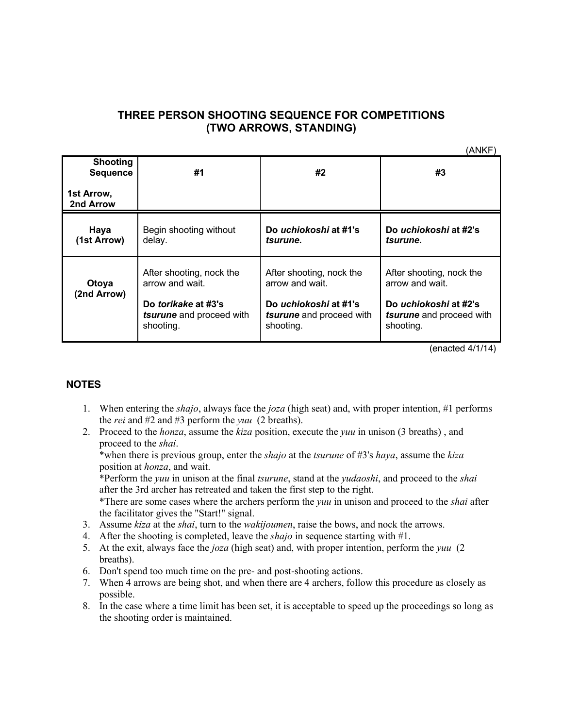# THREE PERSON SHOOTING SEQUENCE FOR COMPETITIONS (TWO ARROWS, STANDING)

(ANKF)

| Shooting Sequence<br><br>1st Arrow, 2nd Arrow | #1 | #2 | #3 |
|---|---|---|---|
| **Haya (1st Arrow)** | Begin shooting without delay. | **Do *uchiokoshi* at #1's *tsurune*.** | **Do *uchiokoshi* at #2's *tsurune*.** |
| **Otoya (2nd Arrow)** | After shooting, nock the arrow and wait.<br><br>**Do *torikake* at #3's *tsurune*** and proceed with shooting. | After shooting, nock the arrow and wait.<br><br>**Do *uchiokoshi* at #1's *tsurune*** and proceed with shooting. | After shooting, nock the arrow and wait.<br><br>**Do *uchiokoshi* at #2's *tsurune*** and proceed with shooting. |

(enacted 4/1/14)

## NOTES

1. When entering the *shajo*, always face the *joza* (high seat) and, with proper intention, #1 performs the *rei* and #2 and #3 perform the *yuu* (2 breaths).
2. Proceed to the *honza*, assume the *kiza* position, execute the *yuu* in unison (3 breaths) , and proceed to the *shai*.
   *when there is previous group, enter the *shajo* at the *tsurune* of #3's *haya*, assume the *kiza* position at *honza*, and wait.
   *Perform the *yuu* in unison at the final *tsurune*, stand at the *yudaoshi*, and proceed to the *shai* after the 3rd archer has retreated and taken the first step to the right.
   *There are some cases where the archers perform the *yuu* in unison and proceed to the *shai* after the facilitator gives the "Start!" signal.
3. Assume *kiza* at the *shai*, turn to the *wakijoumen*, raise the bows, and nock the arrows.
4. After the shooting is completed, leave the *shajo* in sequence starting with #1.
5. At the exit, always face the *joza* (high seat) and, with proper intention, perform the *yuu* (2 breaths).
6. Don't spend too much time on the pre- and post-shooting actions.
7. When 4 arrows are being shot, and when there are 4 archers, follow this procedure as closely as possible.
8. In the case where a time limit has been set, it is acceptable to speed up the proceedings so long as the shooting order is maintained.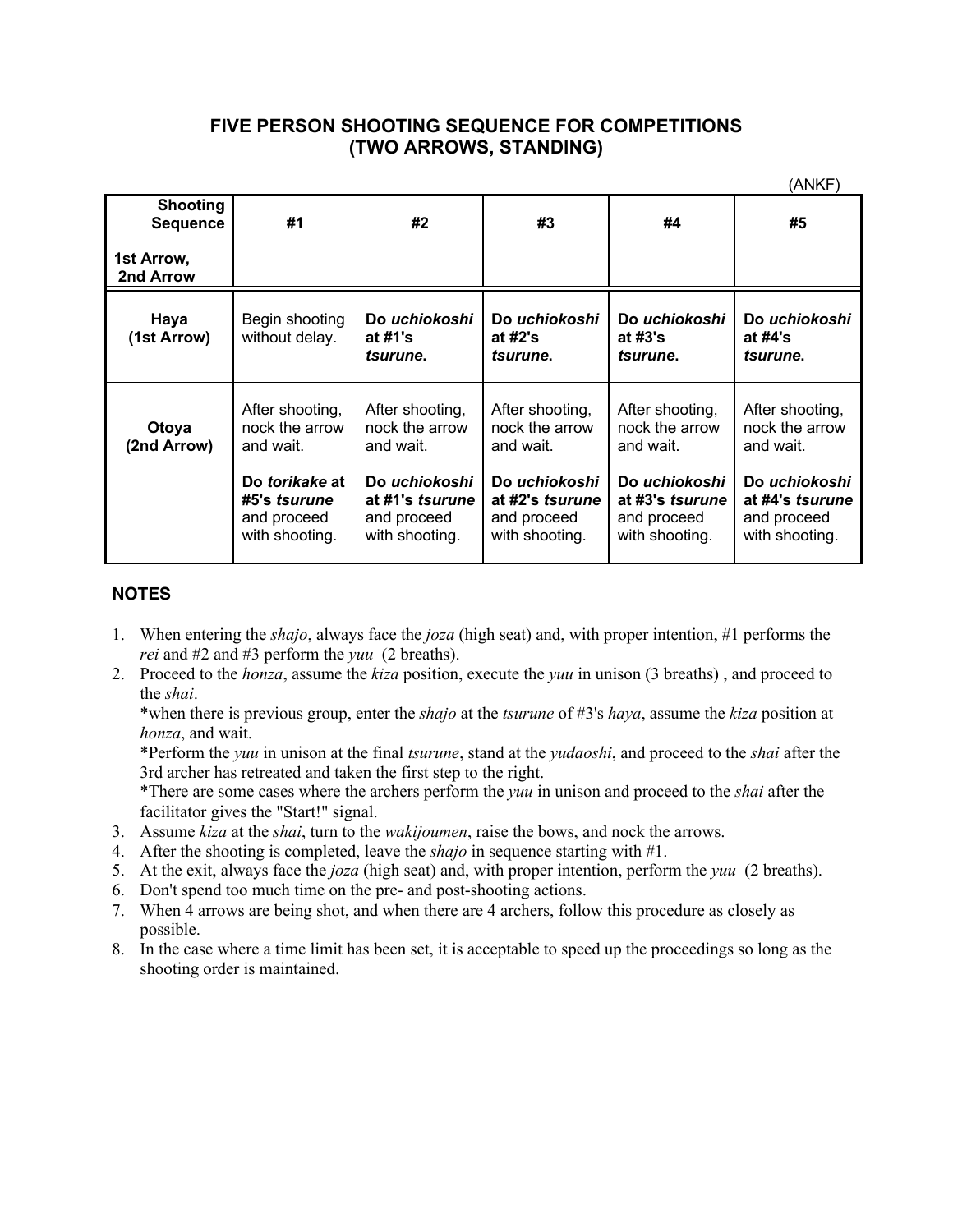# FIVE PERSON SHOOTING SEQUENCE FOR COMPETITIONS (TWO ARROWS, STANDING)

(ANKF)

| Shooting Sequence<br><br>1st Arrow, 2nd Arrow | #1 | #2 | #3 | #4 | #5 |
|---|---|---|---|---|---|
| **Haya (1st Arrow)** | Begin shooting without delay. | **Do *uchiokoshi* at #1's *tsurune*.** | **Do *uchiokoshi* at #2's *tsurune*.** | **Do *uchiokoshi* at #3's *tsurune*.** | **Do *uchiokoshi* at #4's *tsurune*.** |
| **Otoya (2nd Arrow)** | After shooting, nock the arrow and wait.<br><br>**Do *torikake* at #5's *tsurune*** and proceed with shooting. | After shooting, nock the arrow and wait.<br><br>**Do *uchiokoshi* at #1's *tsurune*** and proceed with shooting. | After shooting, nock the arrow and wait.<br><br>**Do *uchiokoshi* at #2's *tsurune*** and proceed with shooting. | After shooting, nock the arrow and wait.<br><br>**Do *uchiokoshi* at #3's *tsurune*** and proceed with shooting. | After shooting, nock the arrow and wait.<br><br>**Do *uchiokoshi* at #4's *tsurune*** and proceed with shooting. |

## NOTES

1. When entering the *shajo*, always face the *joza* (high seat) and, with proper intention, #1 performs the *rei* and #2 and #3 perform the *yuu* (2 breaths).
2. Proceed to the *honza*, assume the *kiza* position, execute the *yuu* in unison (3 breaths) , and proceed to the *shai*.
   *when there is previous group, enter the *shajo* at the *tsurune* of #3's *haya*, assume the *kiza* position at *honza*, and wait.
   *Perform the *yuu* in unison at the final *tsurune*, stand at the *yudaoshi*, and proceed to the *shai* after the 3rd archer has retreated and taken the first step to the right.
   *There are some cases where the archers perform the *yuu* in unison and proceed to the *shai* after the facilitator gives the "Start!" signal.
3. Assume *kiza* at the *shai*, turn to the *wakijoumen*, raise the bows, and nock the arrows.
4. After the shooting is completed, leave the *shajo* in sequence starting with #1.
5. At the exit, always face the *joza* (high seat) and, with proper intention, perform the *yuu* (2 breaths).
6. Don't spend too much time on the pre- and post-shooting actions.
7. When 4 arrows are being shot, and when there are 4 archers, follow this procedure as closely as possible.
8. In the case where a time limit has been set, it is acceptable to speed up the proceedings so long as the shooting order is maintained.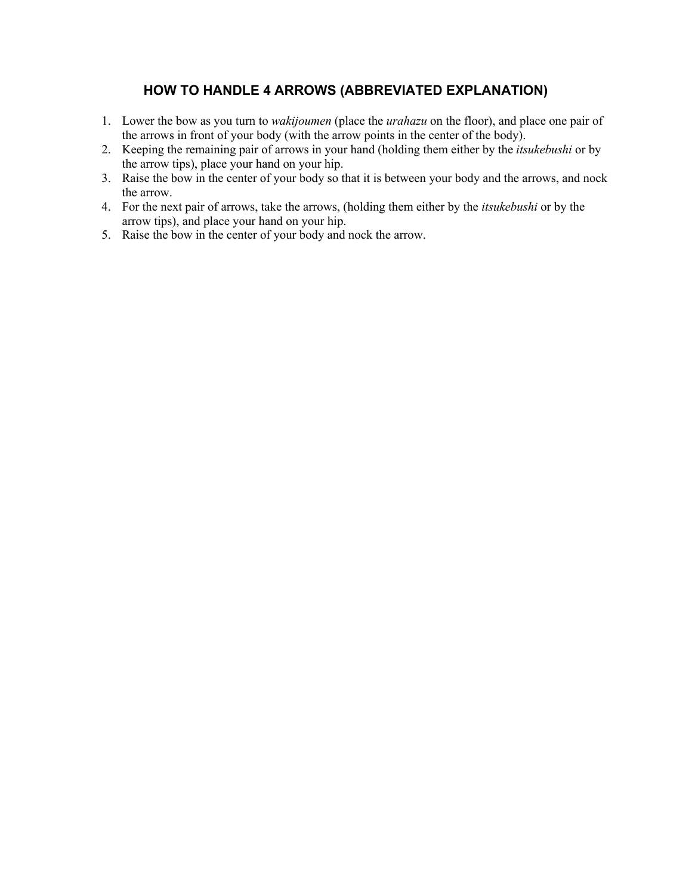## HOW TO HANDLE 4 ARROWS (ABBREVIATED EXPLANATION)

1. Lower the bow as you turn to *wakijoumen* (place the *urahazu* on the floor), and place one pair of the arrows in front of your body (with the arrow points in the center of the body).
2. Keeping the remaining pair of arrows in your hand (holding them either by the *itsukebushi* or by the arrow tips), place your hand on your hip.
3. Raise the bow in the center of your body so that it is between your body and the arrows, and nock the arrow.
4. For the next pair of arrows, take the arrows, (holding them either by the *itsukebushi* or by the arrow tips), and place your hand on your hip.
5. Raise the bow in the center of your body and nock the arrow.